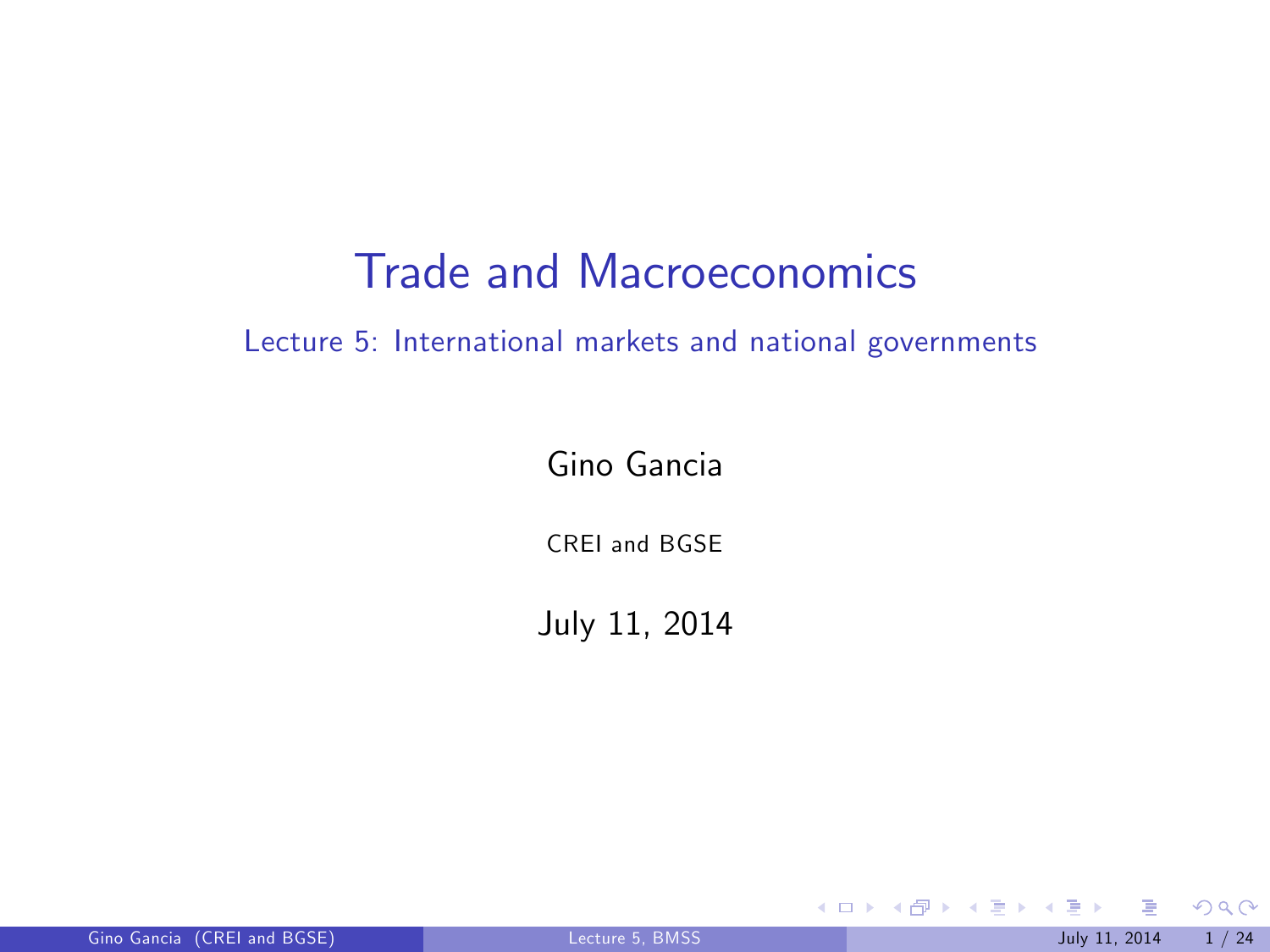# Trade and Macroeconomics

## Lecture 5: International markets and national governments

Gino Gancia

CREI and BGSE

July 11, 2014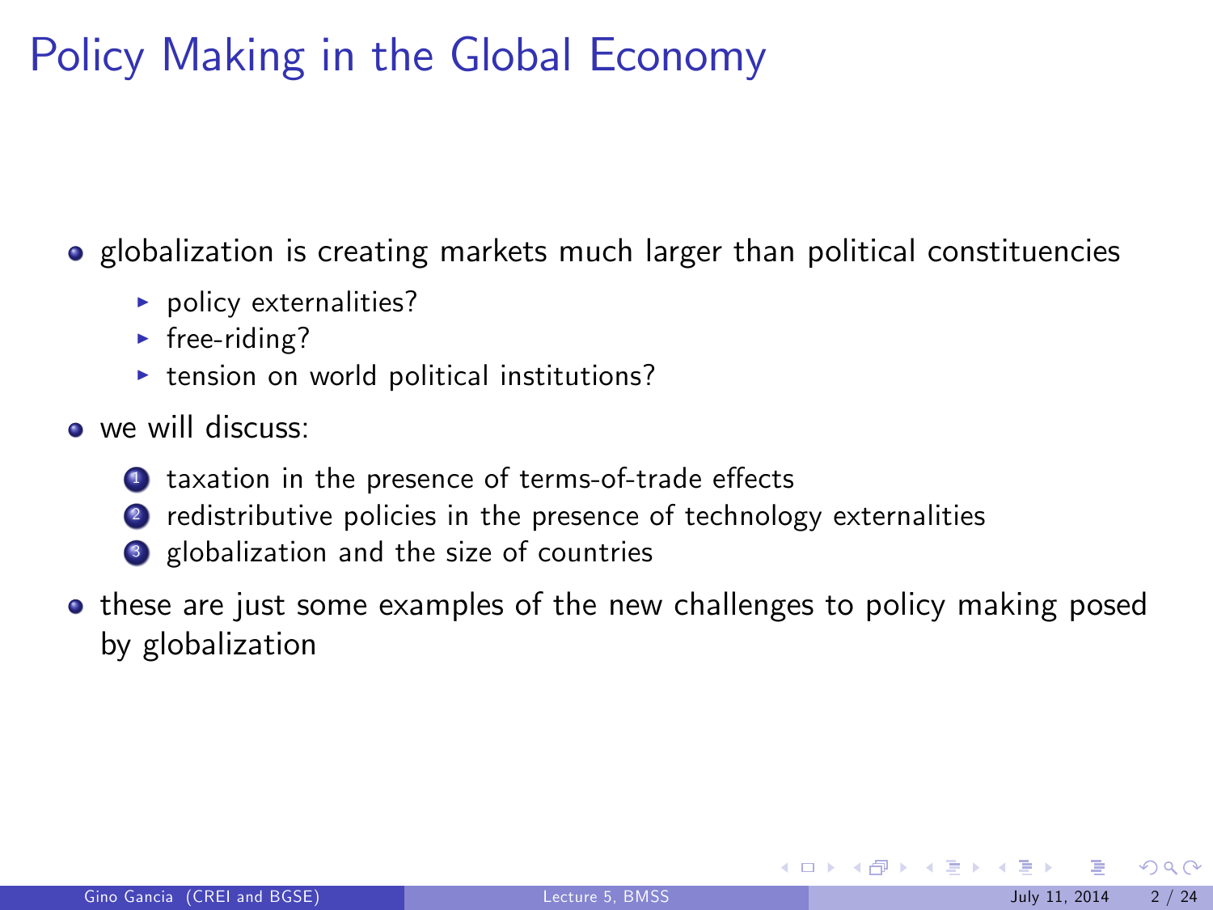# Policy Making in the Global Economy

- globalization is creating markets much larger than political constituencies
  - policy externalities?
  - free-riding?
  - tension on world political institutions?
- we will discuss:
  1. taxation in the presence of terms-of-trade effects
  2. redistributive policies in the presence of technology externalities
  3. globalization and the size of countries
- these are just some examples of the new challenges to policy making posed by globalization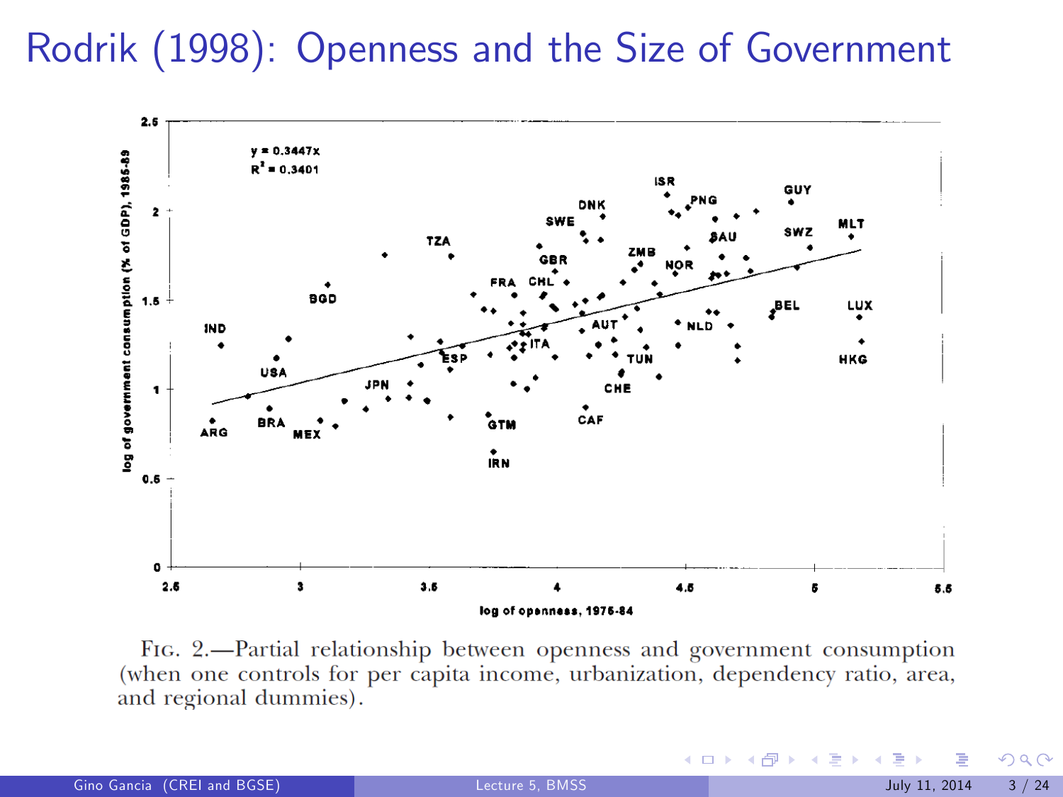# Rodrik (1998): Openness and the Size of Government

Fig. 2.—Partial relationship between openness and government consumption (when one controls for per capita income, urbanization, dependency ratio, area, and regional dummies).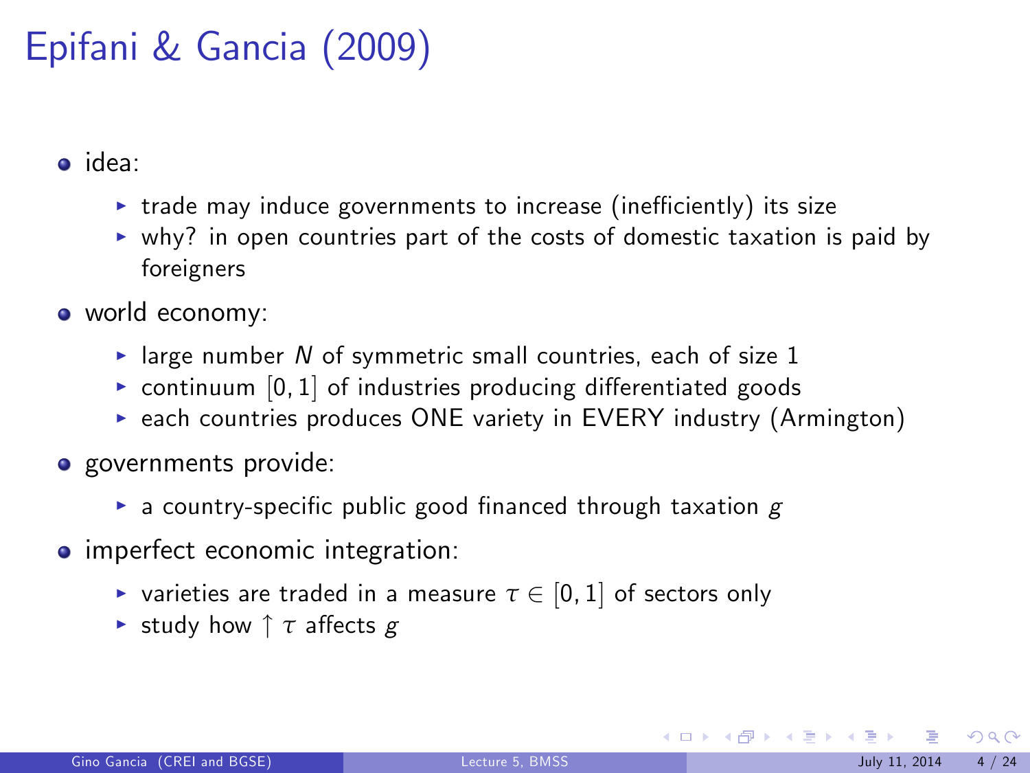# Epifani & Gancia (2009)

- idea:
  - trade may induce governments to increase (inefficiently) its size
  - why? in open countries part of the costs of domestic taxation is paid by foreigners
- world economy:
  - large number $N$ of symmetric small countries, each of size 1
  - continuum $[0, 1]$ of industries producing differentiated goods
  - each countries produces ONE variety in EVERY industry (Armington)
- governments provide:
  - a country-specific public good financed through taxation $g$
- imperfect economic integration:
  - varieties are traded in a measure $\tau \in [0, 1]$ of sectors only
  - study how $\uparrow \tau$ affects $g$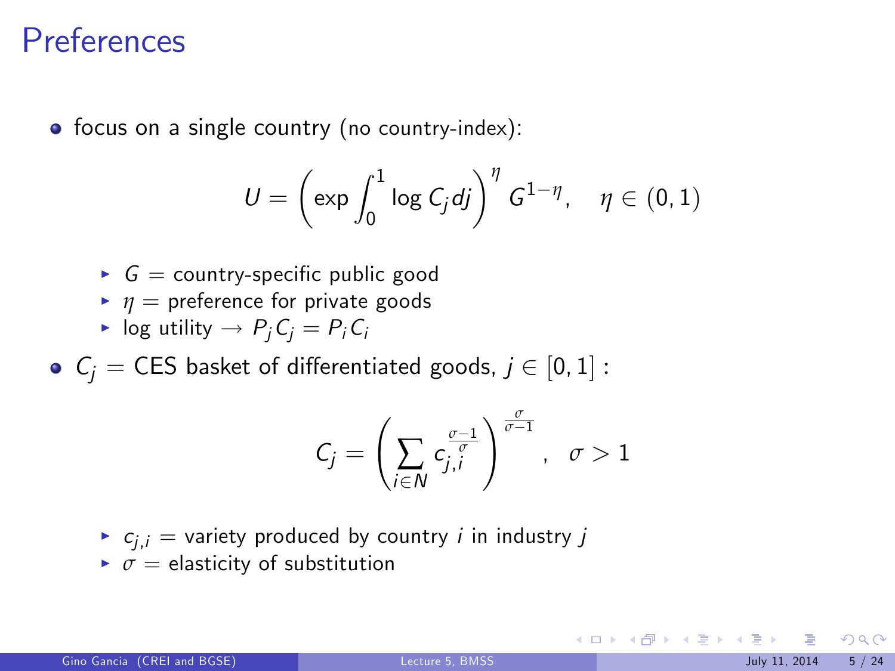# Preferences

- focus on a single country (no country-index):

$$U = \left( \exp \int_0^1 \log C_j dj \right)^{\eta} G^{1-\eta}, \quad \eta \in (0,1)$$

  - $G$ = country-specific public good
  - $\eta$ = preference for private goods
  - log utility $\rightarrow P_j C_j = P_i C_i$

- $C_j$ = CES basket of differentiated goods, $j \in [0,1]$ :

$$C_j = \left( \sum_{i \in N} c_{j,i}^{\frac{\sigma-1}{\sigma}} \right)^{\frac{\sigma}{\sigma-1}}, \quad \sigma > 1$$

  - $c_{j,i}$ = variety produced by country $i$ in industry $j$
  - $\sigma$ = elasticity of substitution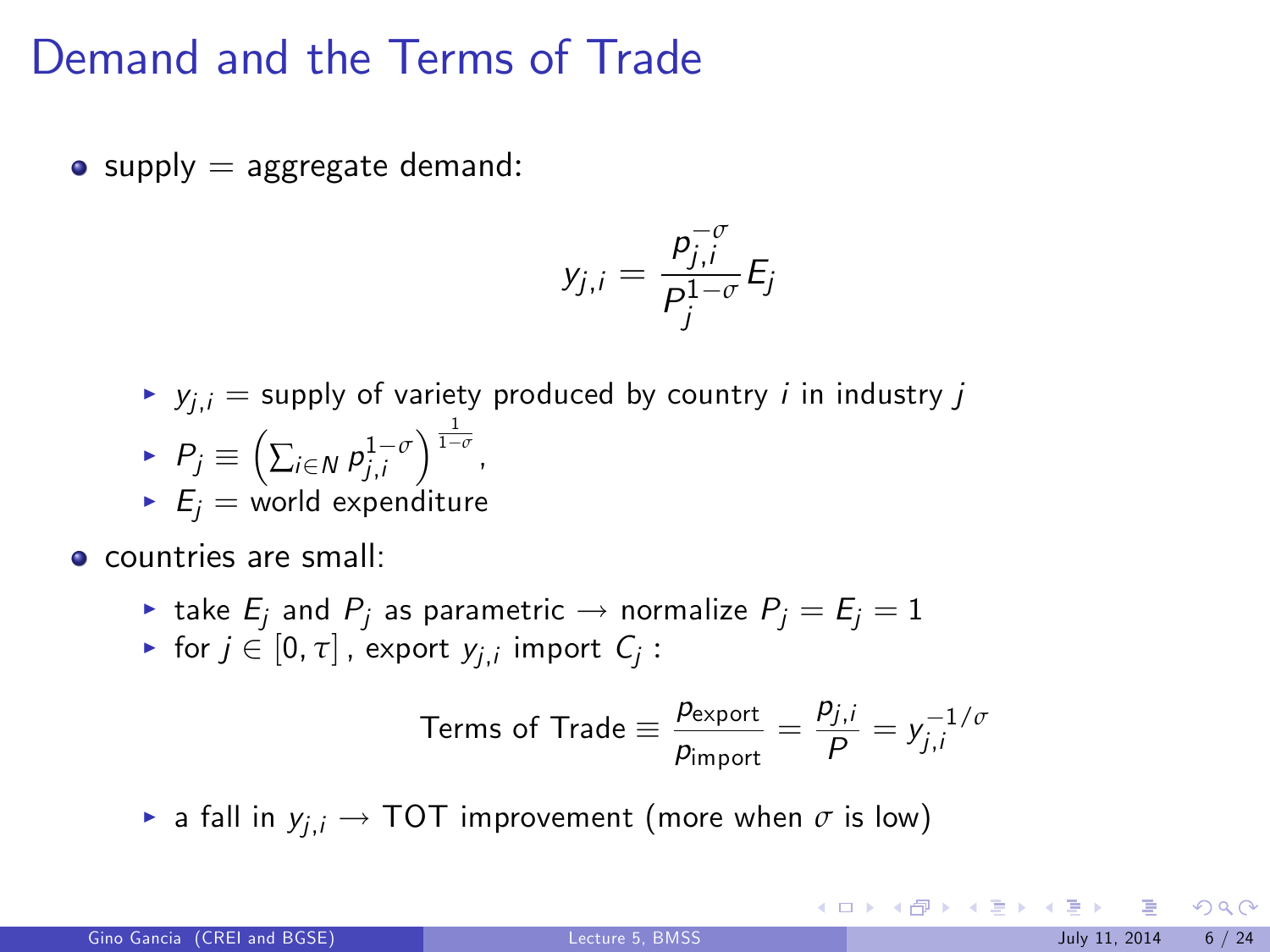# Demand and the Terms of Trade

- supply = aggregate demand:

$$y_{j,i} = \frac{p_{j,i}^{-\sigma}}{P_j^{1-\sigma}} E_j$$

  - $y_{j,i}$ = supply of variety produced by country $i$ in industry $j$
  - $P_j \equiv \left( \sum_{i \in N} p_{j,i}^{1-\sigma} \right)^{\frac{1}{1-\sigma}}$,
  - $E_j$ = world expenditure

- countries are small:
  - take $E_j$ and $P_j$ as parametric $\rightarrow$ normalize $P_j = E_j = 1$
  - for $j \in [0, \tau]$, export $y_{j,i}$ import $C_j$ :

$$\text{Terms of Trade} \equiv \frac{p_{\text{export}}}{p_{\text{import}}} = \frac{p_{j,i}}{P} = y_{j,i}^{-1/\sigma}$$

  - a fall in $y_{j,i} \rightarrow$ TOT improvement (more when $\sigma$ is low)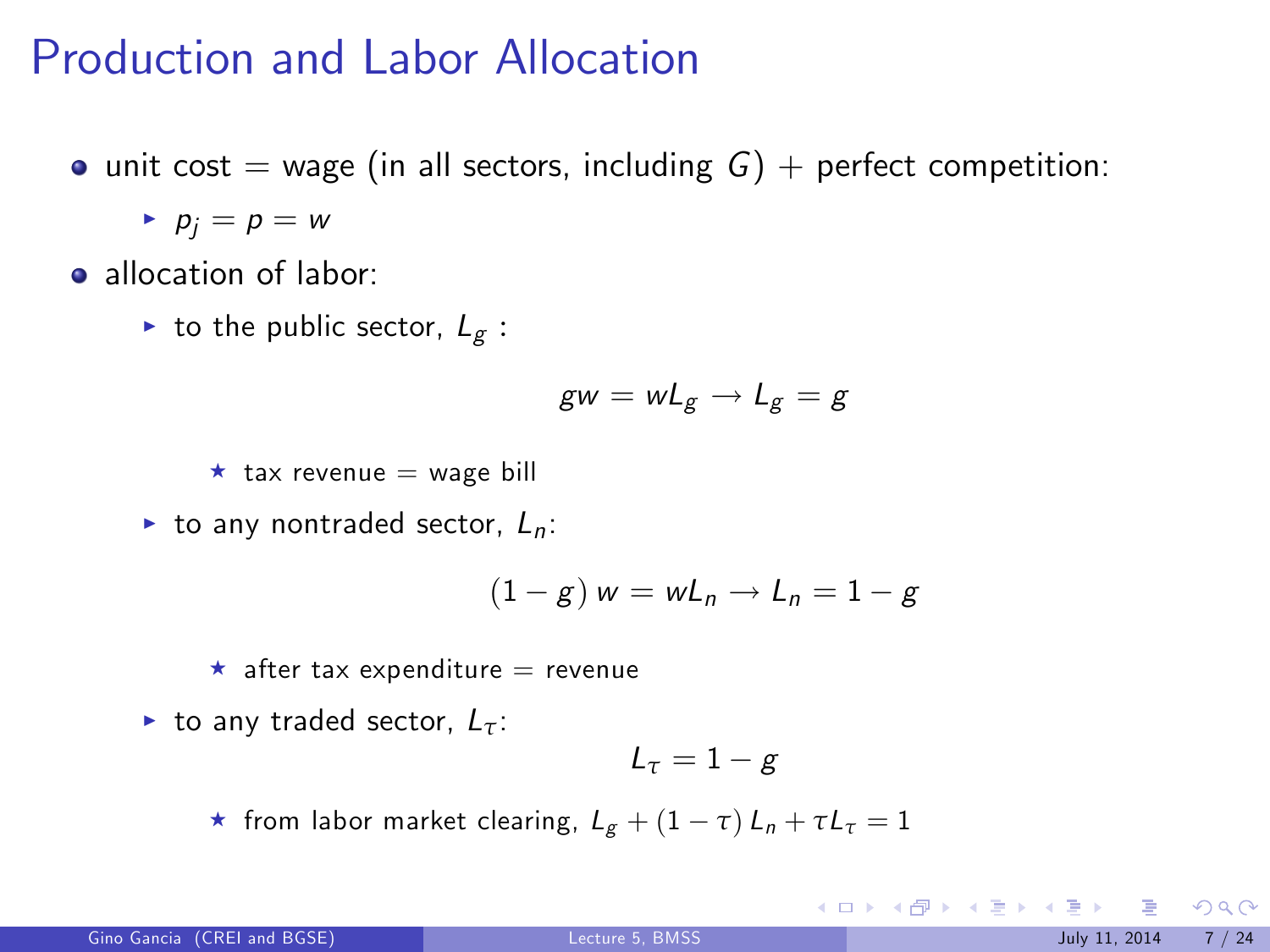# Production and Labor Allocation

- unit cost = wage (in all sectors, including $G$) + perfect competition:
  - $p_j = p = w$
- allocation of labor:
  - to the public sector, $L_g$ :

    $$gw = wL_g \rightarrow L_g = g$$

    - ★ tax revenue = wage bill
  - to any nontraded sector, $L_n$:

    $$(1 - g)\, w = wL_n \rightarrow L_n = 1 - g$$

    - ★ after tax expenditure = revenue
  - to any traded sector, $L_\tau$:

    $$L_\tau = 1 - g$$

    - ★ from labor market clearing, $L_g + (1 - \tau)\, L_n + \tau L_\tau = 1$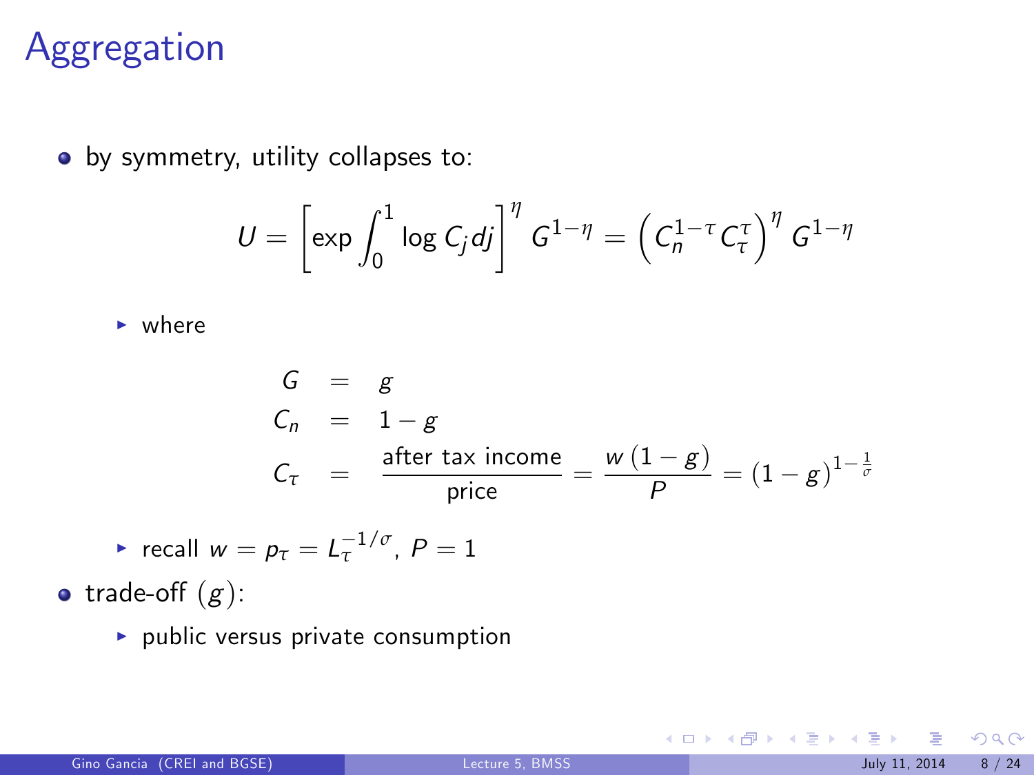# Aggregation

- by symmetry, utility collapses to:

$$U = \left[ \exp \int_0^1 \log C_j dj \right]^\eta G^{1-\eta} = \left( C_n^{1-\tau} C_\tau^\tau \right)^\eta G^{1-\eta}$$

  - where

$$\begin{aligned} G &= g \\ C_n &= 1 - g \\ C_\tau &= \frac{\text{after tax income}}{\text{price}} = \frac{w(1-g)}{P} = (1-g)^{1-\frac{1}{\sigma}} \end{aligned}$$

  - recall $w = p_\tau = L_\tau^{-1/\sigma}$, $P = 1$

- trade-off $(g)$:
  - public versus private consumption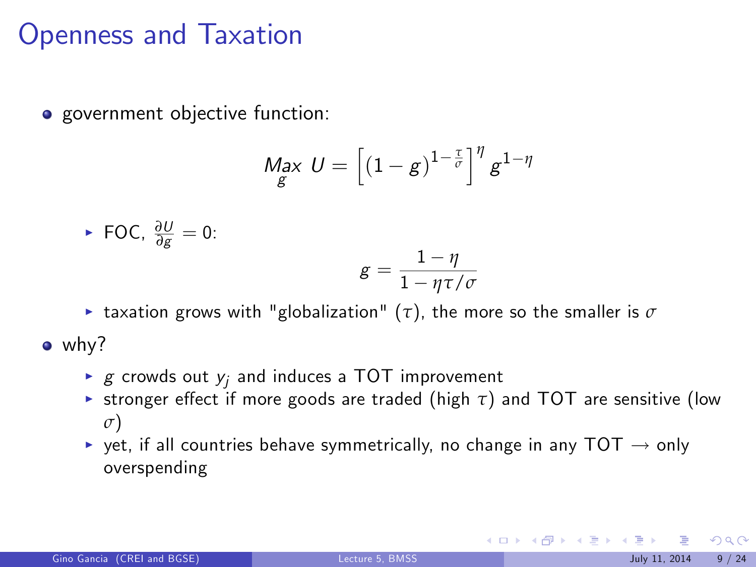# Openness and Taxation

- government objective function:

$$\underset{g}{Max}\ U = \left[ (1-g)^{1-\frac{\tau}{\sigma}} \right]^{\eta} g^{1-\eta}$$

  - FOC, $\frac{\partial U}{\partial g} = 0$:

$$g = \frac{1-\eta}{1-\eta\tau/\sigma}$$

  - taxation grows with "globalization" ($\tau$), the more so the smaller is $\sigma$

- why?
  - $g$ crowds out $y_j$ and induces a TOT improvement
  - stronger effect if more goods are traded (high $\tau$) and TOT are sensitive (low $\sigma$)
  - yet, if all countries behave symmetrically, no change in any TOT $\rightarrow$ only overspending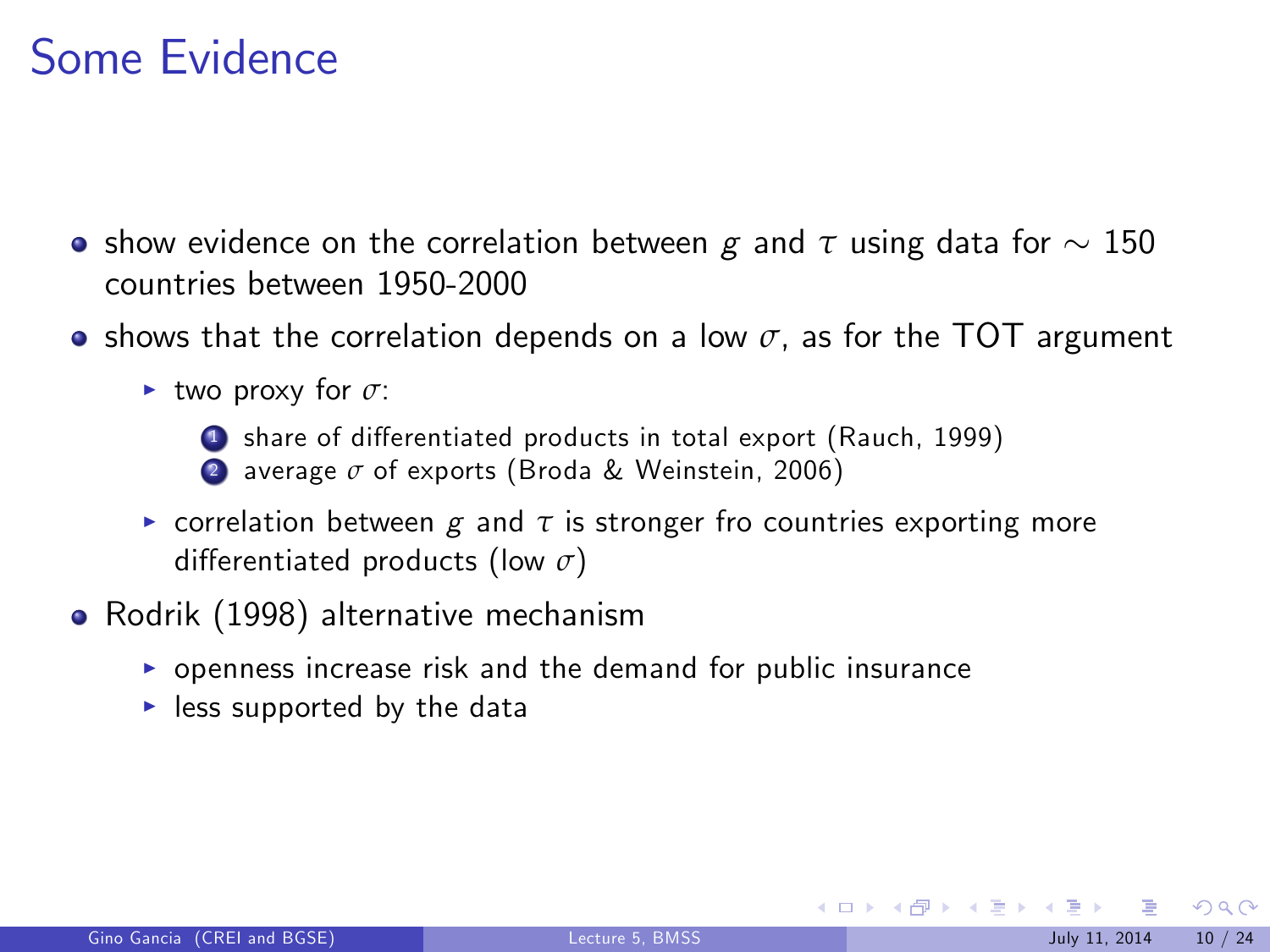# Some Evidence

- show evidence on the correlation between $g$ and $\tau$ using data for $\sim 150$ countries between 1950-2000
- shows that the correlation depends on a low $\sigma$, as for the TOT argument
  - two proxy for $\sigma$:
    1. share of differentiated products in total export (Rauch, 1999)
    2. average $\sigma$ of exports (Broda & Weinstein, 2006)
  - correlation between $g$ and $\tau$ is stronger fro countries exporting more differentiated products (low $\sigma$)
- Rodrik (1998) alternative mechanism
  - openness increase risk and the demand for public insurance
  - less supported by the data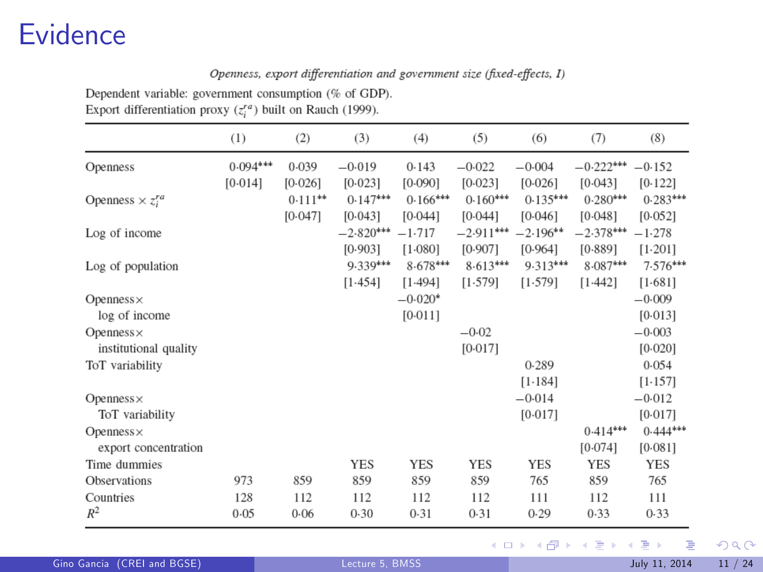# Evidence

*Openness, export differentiation and government size (fixed-effects, I)*

Dependent variable: government consumption (% of GDP).
Export differentiation proxy ($z_i^{ra}$) built on Rauch (1999).

| | (1) | (2) | (3) | (4) | (5) | (6) | (7) | (8) |
|---|---|---|---|---|---|---|---|---|
| Openness | 0·094*** | 0·039 | −0·019 | 0·143 | −0·022 | −0·004 | −0·222*** | −0·152 |
| | [0·014] | [0·026] | [0·023] | [0·090] | [0·023] | [0·026] | [0·043] | [0·122] |
| Openness × $z_i^{ra}$ | | 0·111** | 0·147*** | 0·166*** | 0·160*** | 0·135*** | 0·280*** | 0·283*** |
| | | [0·047] | [0·043] | [0·044] | [0·044] | [0·046] | [0·048] | [0·052] |
| Log of income | | | −2·820*** | −1·717 | −2·911*** | −2·196** | −2·378*** | −1·278 |
| | | | [0·903] | [1·080] | [0·907] | [0·964] | [0·889] | [1·201] |
| Log of population | | | 9·339*** | 8·678*** | 8·613*** | 9·313*** | 8·087*** | 7·576*** |
| | | | [1·454] | [1·494] | [1·579] | [1·579] | [1·442] | [1·681] |
| Openness× log of income | | | | −0·020* | | | | −0·009 |
| | | | | [0·011] | | | | [0·013] |
| Openness× institutional quality | | | | | −0·02 | | | −0·003 |
| | | | | | [0·017] | | | [0·020] |
| ToT variability | | | | | | 0·289 | | 0·054 |
| | | | | | | [1·184] | | [1·157] |
| Openness× ToT variability | | | | | | −0·014 | | −0·012 |
| | | | | | | [0·017] | | [0·017] |
| Openness× export concentration | | | | | | | 0·414*** | 0·444*** |
| | | | | | | | [0·074] | [0·081] |
| Time dummies | | | YES | YES | YES | YES | YES | YES |
| Observations | 973 | 859 | 859 | 859 | 859 | 765 | 859 | 765 |
| Countries | 128 | 112 | 112 | 112 | 112 | 111 | 112 | 111 |
| $R^2$ | 0·05 | 0·06 | 0·30 | 0·31 | 0·31 | 0·29 | 0·33 | 0·33 |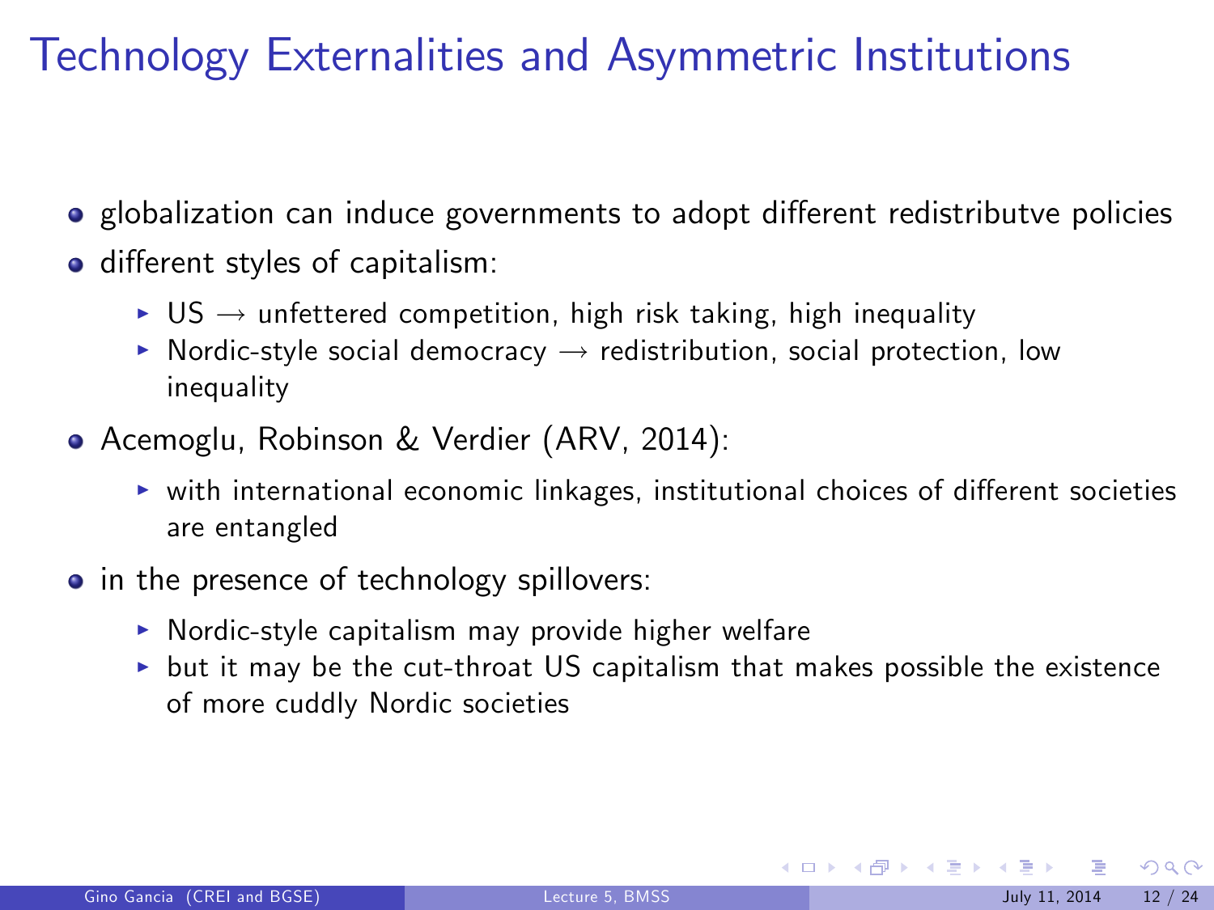# Technology Externalities and Asymmetric Institutions

- globalization can induce governments to adopt different redistributve policies
- different styles of capitalism:
  - US → unfettered competition, high risk taking, high inequality
  - Nordic-style social democracy → redistribution, social protection, low inequality
- Acemoglu, Robinson & Verdier (ARV, 2014):
  - with international economic linkages, institutional choices of different societies are entangled
- in the presence of technology spillovers:
  - Nordic-style capitalism may provide higher welfare
  - but it may be the cut-throat US capitalism that makes possible the existence of more cuddly Nordic societies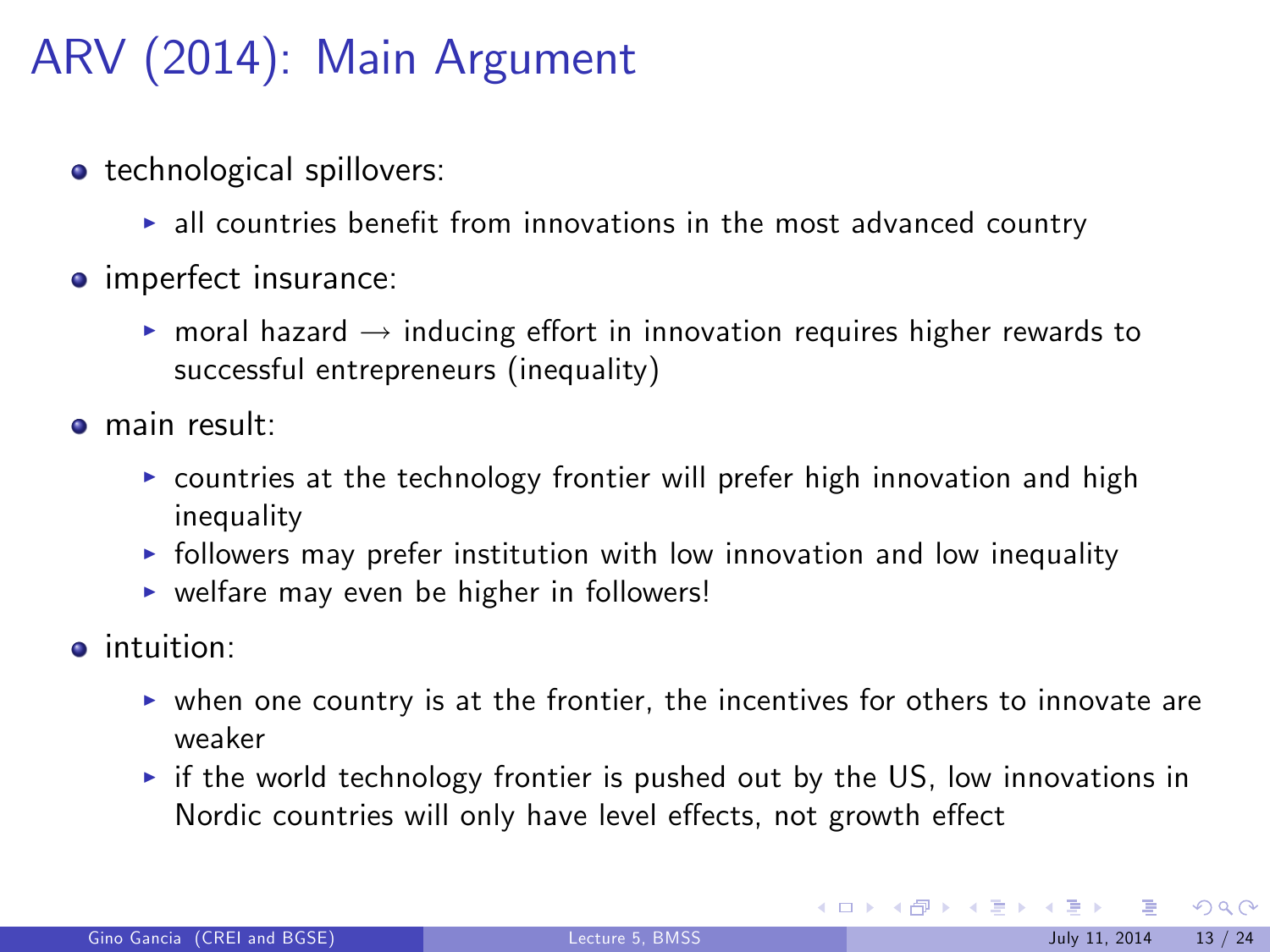# ARV (2014): Main Argument

- technological spillovers:
  - all countries benefit from innovations in the most advanced country
- imperfect insurance:
  - moral hazard $\rightarrow$ inducing effort in innovation requires higher rewards to successful entrepreneurs (inequality)
- main result:
  - countries at the technology frontier will prefer high innovation and high inequality
  - followers may prefer institution with low innovation and low inequality
  - welfare may even be higher in followers!
- intuition:
  - when one country is at the frontier, the incentives for others to innovate are weaker
  - if the world technology frontier is pushed out by the US, low innovations in Nordic countries will only have level effects, not growth effect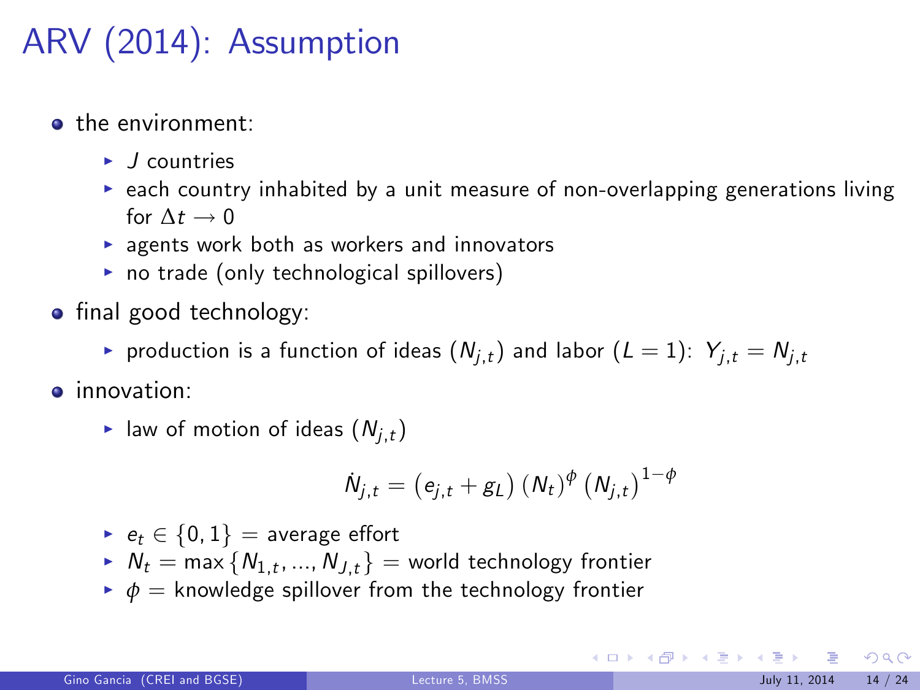# ARV (2014): Assumption

- the environment:
  - $J$ countries
  - each country inhabited by a unit measure of non-overlapping generations living for $\Delta t \to 0$
  - agents work both as workers and innovators
  - no trade (only technological spillovers)
- final good technology:
  - production is a function of ideas ($N_{j,t}$) and labor ($L = 1$): $Y_{j,t} = N_{j,t}$
- innovation:
  - law of motion of ideas ($N_{j,t}$)

$$\dot{N}_{j,t} = \left(e_{j,t} + g_L\right) \left(N_t\right)^{\phi} \left(N_{j,t}\right)^{1-\phi}$$

  - $e_t \in \{0, 1\}$ = average effort
  - $N_t = \max\left\{N_{1,t}, ..., N_{J,t}\right\}$ = world technology frontier
  - $\phi$ = knowledge spillover from the technology frontier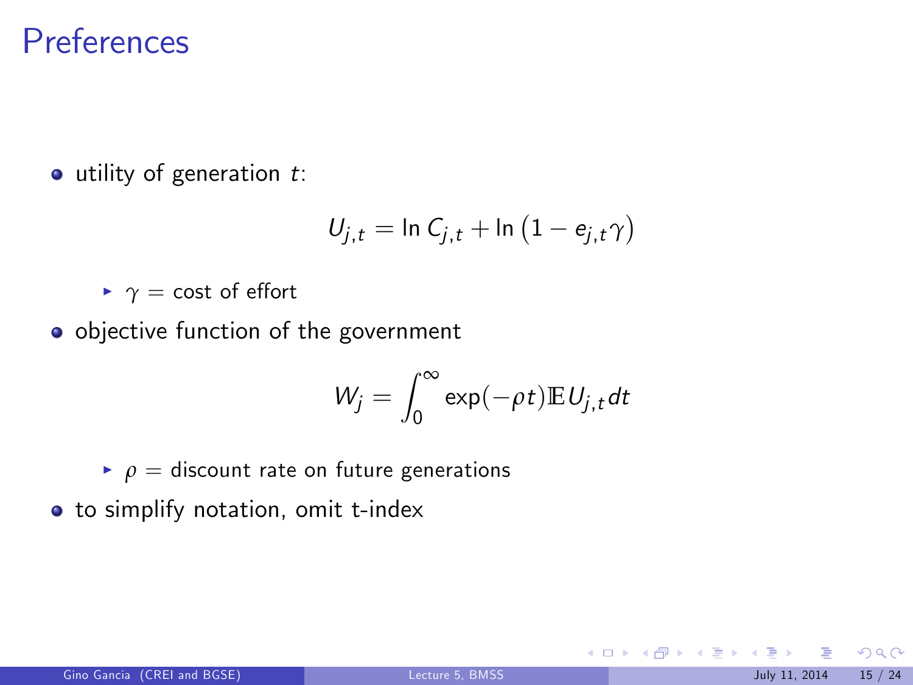# Preferences

- utility of generation $t$:

$$U_{j,t} = \ln C_{j,t} + \ln\left(1 - e_{j,t}\gamma\right)$$

  - $\gamma$ = cost of effort

- objective function of the government

$$W_j = \int_0^\infty \exp(-\rho t)\mathbb{E}U_{j,t}dt$$

  - $\rho$ = discount rate on future generations

- to simplify notation, omit t-index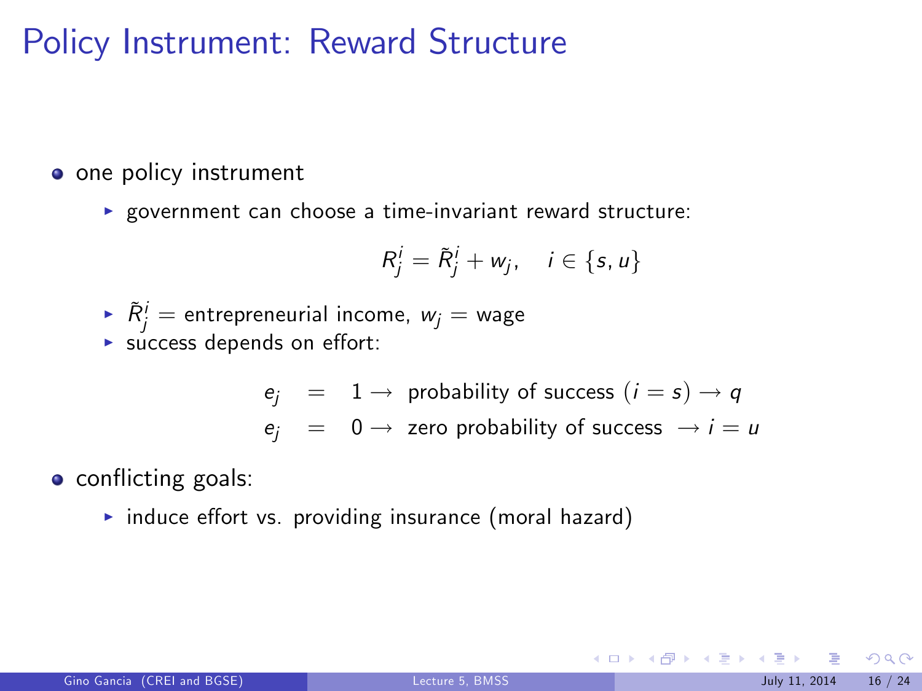# Policy Instrument: Reward Structure

- one policy instrument
  - government can choose a time-invariant reward structure:

$$R_j^i = \tilde{R}_j^i + w_j, \quad i \in \{s, u\}$$

  - $\tilde{R}_j^i$ = entrepreneurial income, $w_j$ = wage
  - success depends on effort:

$$\begin{aligned} e_j &= 1 \rightarrow \text{ probability of success } (i = s) \rightarrow q \\ e_j &= 0 \rightarrow \text{ zero probability of success } \rightarrow i = u \end{aligned}$$

- conflicting goals:
  - induce effort vs. providing insurance (moral hazard)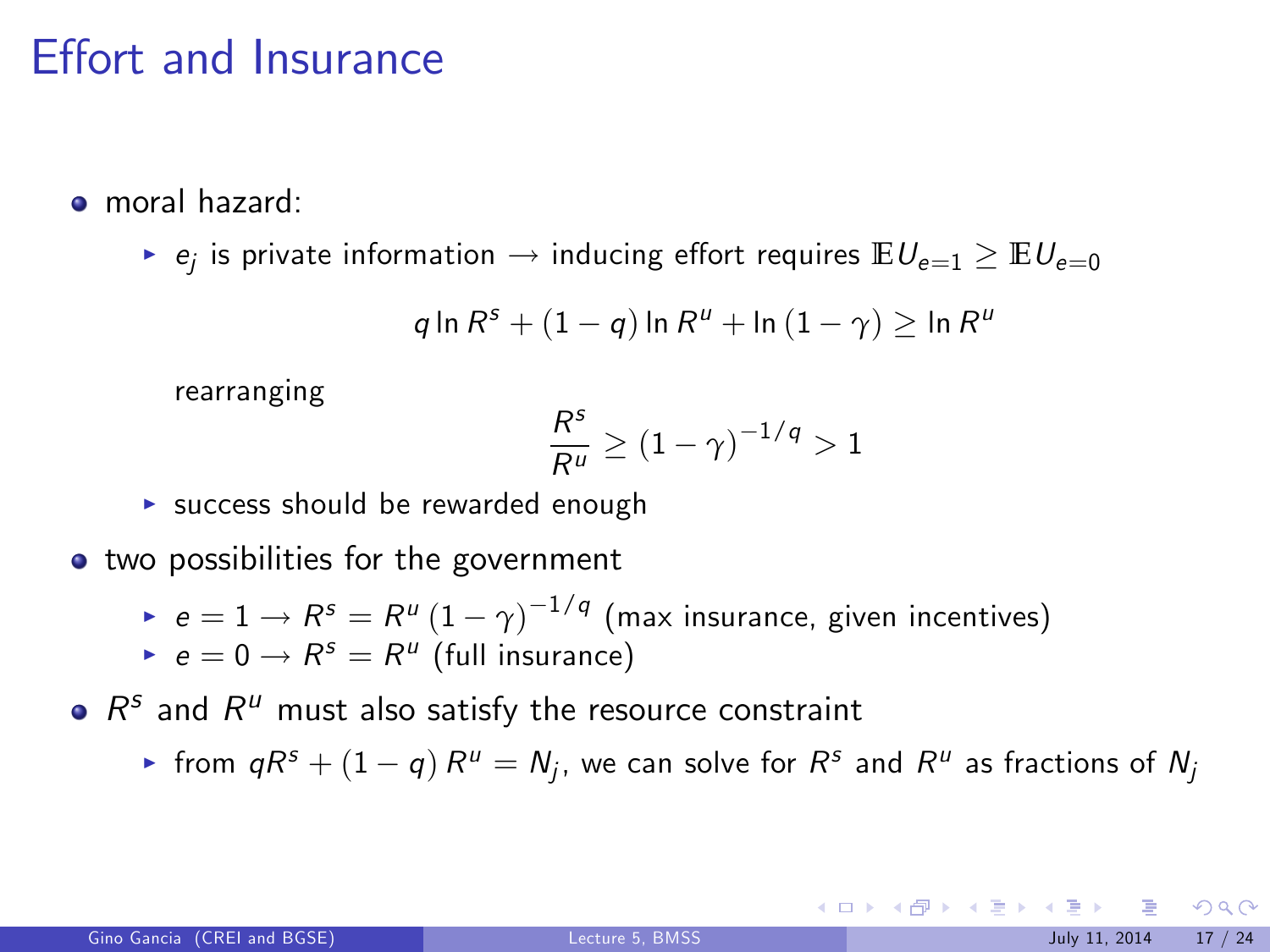# Effort and Insurance

- moral hazard:
  - $e_j$ is private information $\rightarrow$ inducing effort requires $\mathbb{E}U_{e=1} \geq \mathbb{E}U_{e=0}$

    $$q \ln R^s + (1-q) \ln R^u + \ln (1-\gamma) \geq \ln R^u$$

    rearranging

    $$\frac{R^s}{R^u} \geq (1-\gamma)^{-1/q} > 1$$

  - success should be rewarded enough
- two possibilities for the government
  - $e = 1 \rightarrow R^s = R^u (1-\gamma)^{-1/q}$ (max insurance, given incentives)
  - $e = 0 \rightarrow R^s = R^u$ (full insurance)
- $R^s$ and $R^u$ must also satisfy the resource constraint
  - from $qR^s + (1-q) R^u = N_j$, we can solve for $R^s$ and $R^u$ as fractions of $N_j$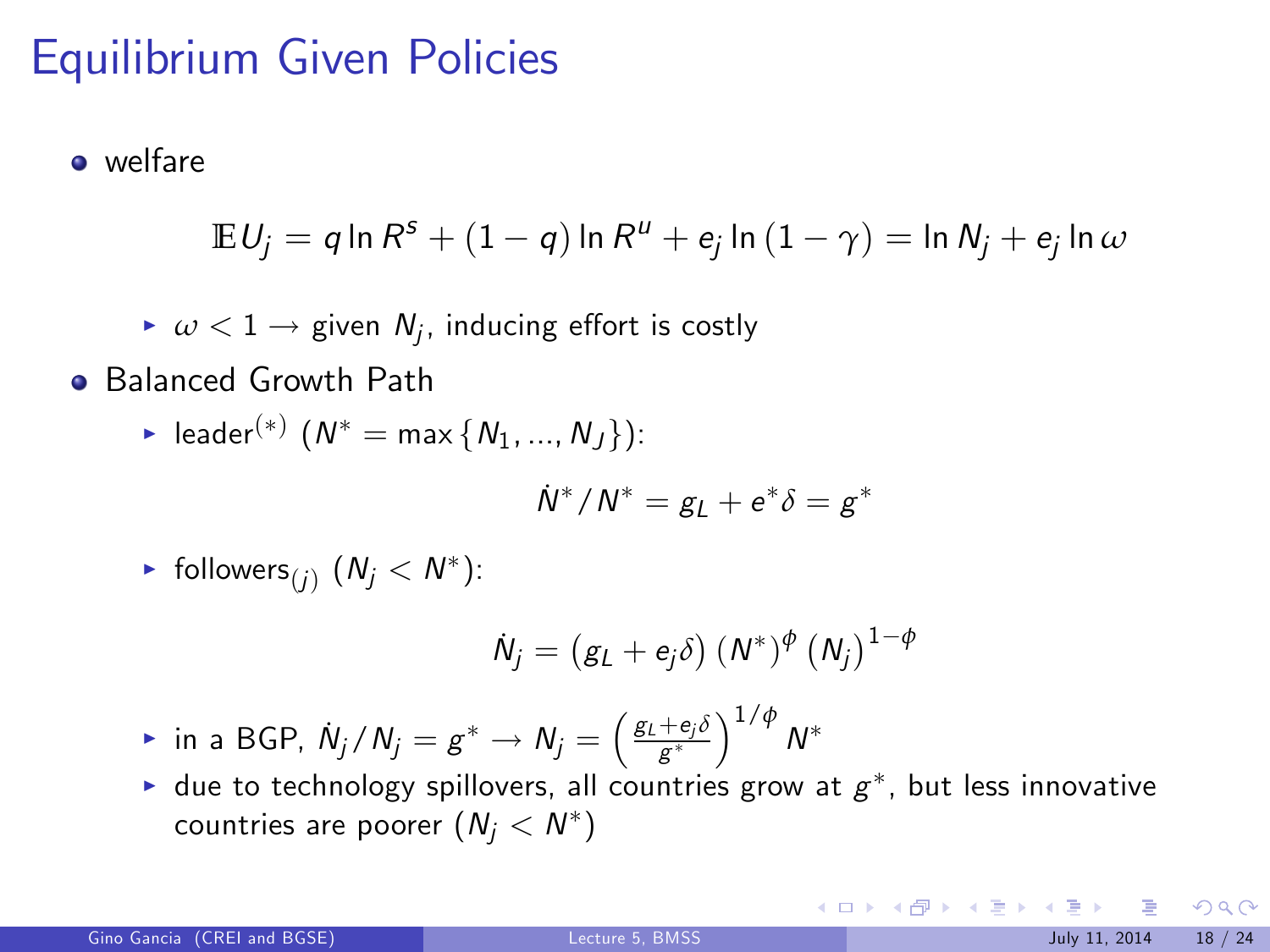# Equilibrium Given Policies

- welfare

$$\mathbb{E}U_j = q \ln R^s + (1-q) \ln R^u + e_j \ln(1-\gamma) = \ln N_j + e_j \ln \omega$$

  - $\omega < 1 \rightarrow$ given $N_j$, inducing effort is costly

- Balanced Growth Path
  - leader$^{(*)}$ ($N^* = \max\{N_1, ..., N_J\}$):

$$\dot{N}^*/N^* = g_L + e^*\delta = g^*$$

  - followers$_{(j)}$ ($N_j < N^*$):

$$\dot{N}_j = (g_L + e_j\delta)(N^*)^{\phi}(N_j)^{1-\phi}$$

  - in a BGP, $\dot{N}_j/N_j = g^* \rightarrow N_j = \left(\frac{g_L + e_j\delta}{g^*}\right)^{1/\phi} N^*$
  - due to technology spillovers, all countries grow at $g^*$, but less innovative countries are poorer ($N_j < N^*$)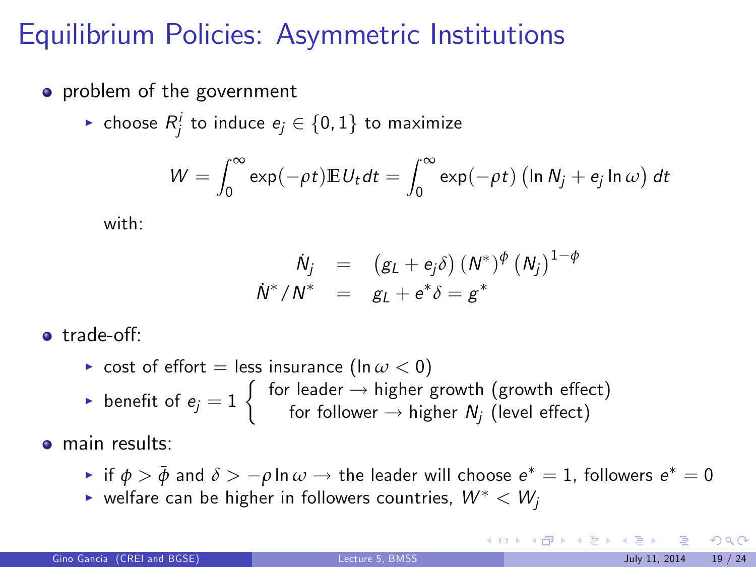# Equilibrium Policies: Asymmetric Institutions

- problem of the government
  - choose $R^i_j$ to induce $e_j \in \{0, 1\}$ to maximize

$$W = \int_0^\infty \exp(-\rho t) \mathbb{E} U_t dt = \int_0^\infty \exp(-\rho t) \left( \ln N_j + e_j \ln \omega \right) dt$$

with:

$$\begin{aligned} \dot{N}_j &= \left( g_L + e_j \delta \right) (N^*)^\phi \left( N_j \right)^{1-\phi} \\ \dot{N}^* / N^* &= g_L + e^* \delta = g^* \end{aligned}$$

- trade-off:
  - cost of effort = less insurance ($\ln \omega < 0$)
  - benefit of $e_j = 1$ $\begin{cases} \text{for leader} \rightarrow \text{higher growth (growth effect)} \\ \text{for follower} \rightarrow \text{higher } N_j \text{ (level effect)} \end{cases}$
- main results:
  - if $\phi > \bar{\phi}$ and $\delta > -\rho \ln \omega \rightarrow$ the leader will choose $e^* = 1$, followers $e^* = 0$
  - welfare can be higher in followers countries, $W^* < W_j$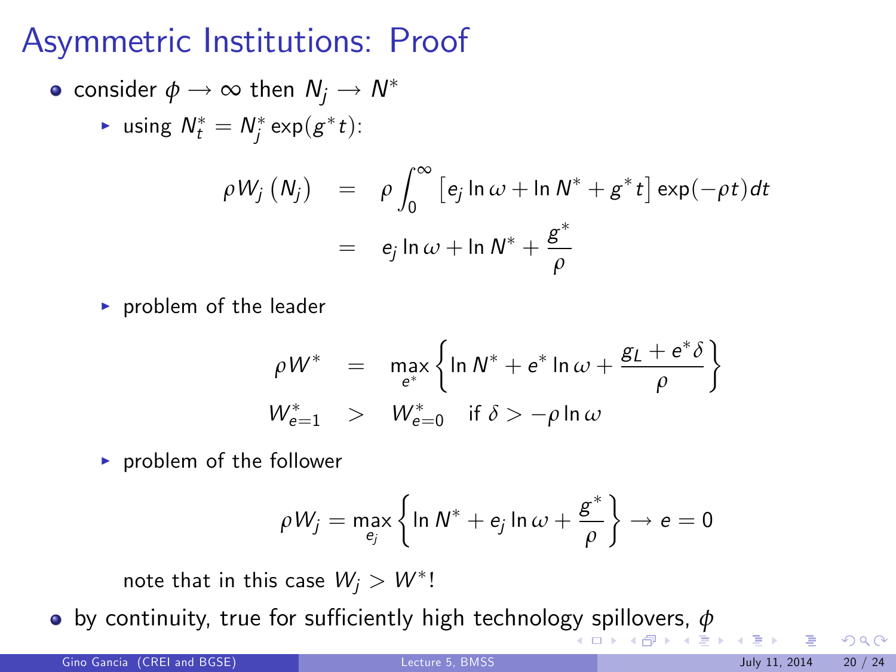# Asymmetric Institutions: Proof

- consider $\phi \to \infty$ then $N_j \to N^*$
  - using $N_t^* = N_j^* \exp(g^* t)$:

$$\rho W_j\left(N_j\right) = \rho \int_0^{\infty} \left[e_j \ln \omega + \ln N^* + g^* t\right] \exp(-\rho t) dt$$

$$= e_j \ln \omega + \ln N^* + \frac{g^*}{\rho}$$

  - problem of the leader

$$\rho W^* = \max_{e^*} \left\{ \ln N^* + e^* \ln \omega + \frac{g_L + e^* \delta}{\rho} \right\}$$

$$W^*_{e=1} > W^*_{e=0} \quad \text{if } \delta > -\rho \ln \omega$$

  - problem of the follower

$$\rho W_j = \max_{e_j} \left\{ \ln N^* + e_j \ln \omega + \frac{g^*}{\rho} \right\} \to e = 0$$

  note that in this case $W_j > W^*$!

- by continuity, true for sufficiently high technology spillovers, $\phi$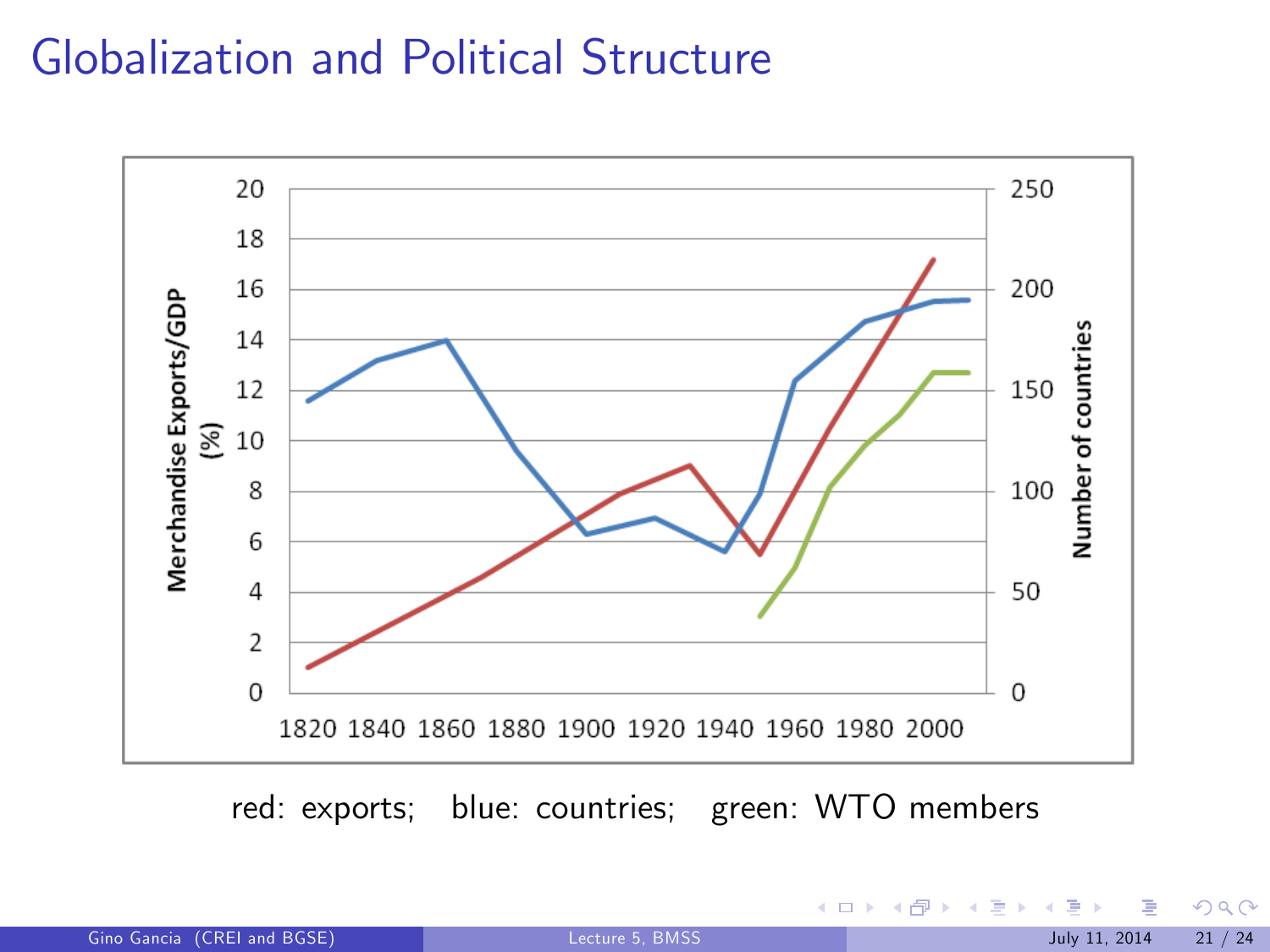# Globalization and Political Structure

red: exports; blue: countries; green: WTO members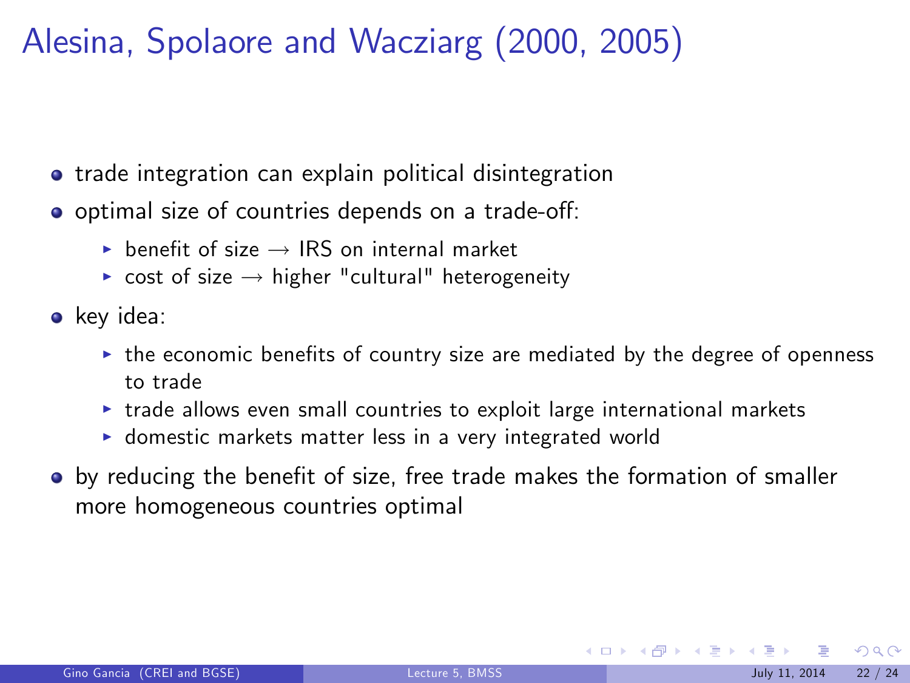# Alesina, Spolaore and Wacziarg (2000, 2005)

- trade integration can explain political disintegration
- optimal size of countries depends on a trade-off:
  - benefit of size → IRS on internal market
  - cost of size → higher "cultural" heterogeneity
- key idea:
  - the economic benefits of country size are mediated by the degree of openness to trade
  - trade allows even small countries to exploit large international markets
  - domestic markets matter less in a very integrated world
- by reducing the benefit of size, free trade makes the formation of smaller more homogeneous countries optimal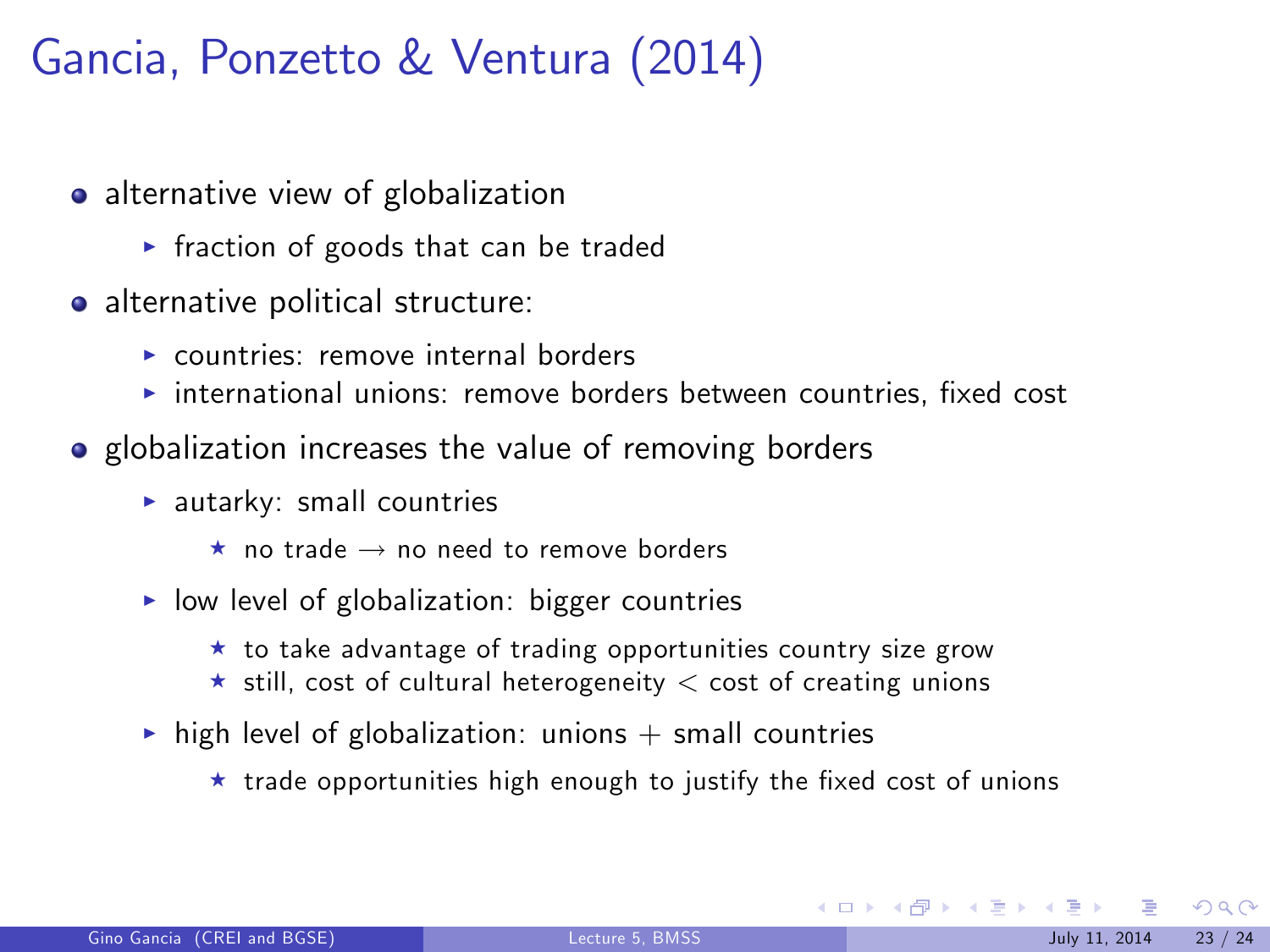# Gancia, Ponzetto & Ventura (2014)

- alternative view of globalization
  - fraction of goods that can be traded
- alternative political structure:
  - countries: remove internal borders
  - international unions: remove borders between countries, fixed cost
- globalization increases the value of removing borders
  - autarky: small countries
    - no trade $\rightarrow$ no need to remove borders
  - low level of globalization: bigger countries
    - to take advantage of trading opportunities country size grow
    - still, cost of cultural heterogeneity $<$ cost of creating unions
  - high level of globalization: unions + small countries
    - trade opportunities high enough to justify the fixed cost of unions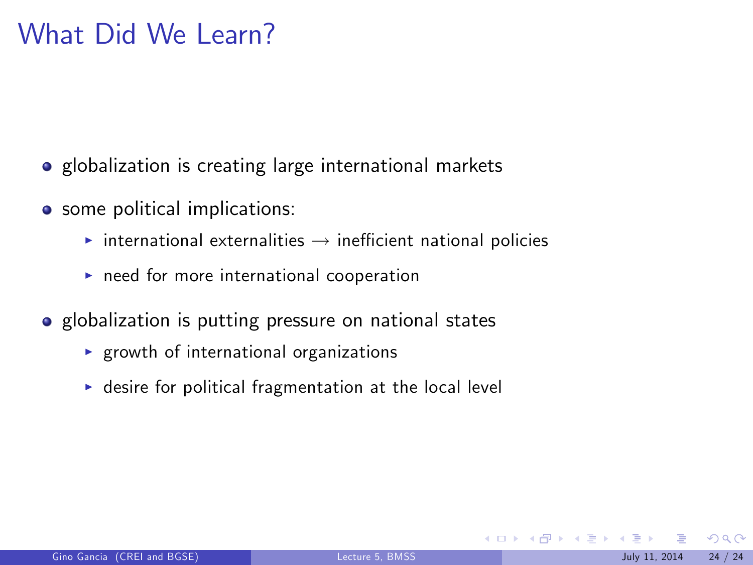# What Did We Learn?

- globalization is creating large international markets
- some political implications:
  - international externalities $\longrightarrow$ inefficient national policies
  - need for more international cooperation
- globalization is putting pressure on national states
  - growth of international organizations
  - desire for political fragmentation at the local level